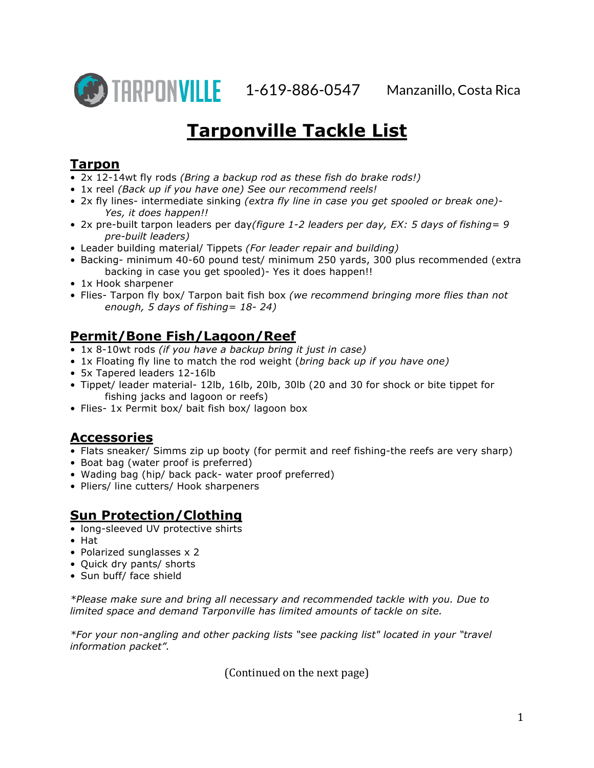TARPONVILLE 1-619-886-0547 Manzanillo, Costa Rica

# Tarponville Tackle List

## Tarpon

- 2x 12-14wt fly rods *(Bring a backup rod as these fish do brake rods!)*
- 1x reel *(Back up if you have one) See our recommend reels!*
- 2x fly lines- intermediate sinking *(extra fly line in case you get spooled or break one)- Yes, it does happen!!*
- 2x pre-built tarpon leaders per day*(figure 1-2 leaders per day, EX: 5 days of fishing= 9 pre-built leaders)*
- Leader building material/ Tippets *(For leader repair and building)*
- Backing- minimum 40-60 pound test/ minimum 250 yards, 300 plus recommended (extra backing in case you get spooled)- Yes it does happen!!
- 1x Hook sharpener
- Flies- Tarpon fly box/ Tarpon bait fish box *(we recommend bringing more flies than not enough, 5 days of fishing= 18- 24)*

## Permit/Bone Fish/Lagoon/Reef

- 1x 8-10wt rods *(if you have a backup bring it just in case)*
- 1x Floating fly line to match the rod weight (*bring back up if you have one)*
- 5x Tapered leaders 12-16lb
- Tippet/ leader material- 12lb, 16lb, 20lb, 30lb (20 and 30 for shock or bite tippet for fishing jacks and lagoon or reefs)
- Flies- 1x Permit box/ bait fish box/ lagoon box

## Accessories

- Flats sneaker/ Simms zip up booty (for permit and reef fishing-the reefs are very sharp)
- Boat bag (water proof is preferred)
- Wading bag (hip/ back pack- water proof preferred)
- Pliers/ line cutters/ Hook sharpeners

## Sun Protection/Clothing

- long-sleeved UV protective shirts
- Hat
- Polarized sunglasses x 2
- Quick dry pants/ shorts
- Sun buff/ face shield

*\*Please make sure and bring all necessary and recommended tackle with you. Due to limited space and demand Tarponville has limited amounts of tackle on site.*

*\*For your non-angling and other packing lists "see packing list" located in your "travel information packet".*

(Continued on the next page)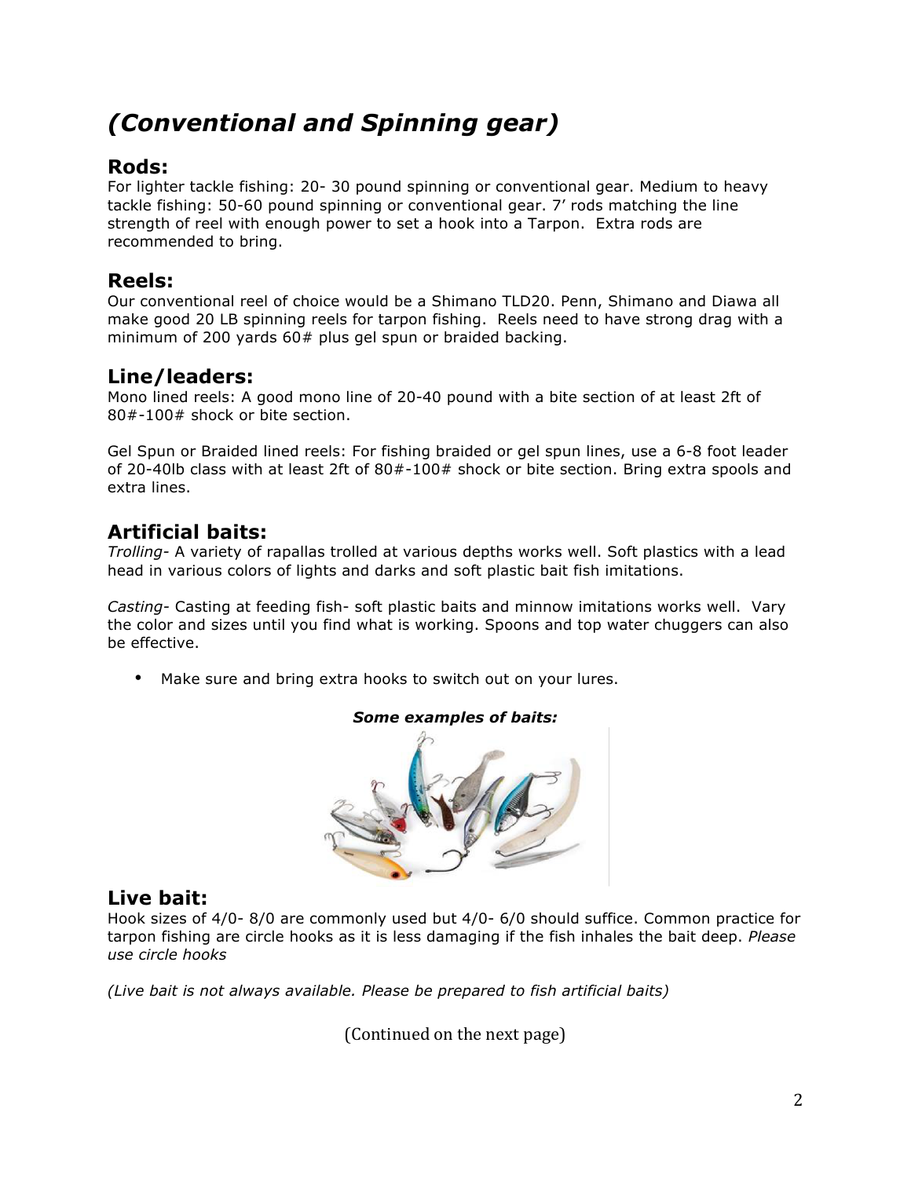# *(Conventional and Spinning gear)*

## Rods:

For lighter tackle fishing: 20- 30 pound spinning or conventional gear. Medium to heavy tackle fishing: 50-60 pound spinning or conventional gear. 7' rods matching the line strength of reel with enough power to set a hook into a Tarpon. Extra rods are recommended to bring.

## Reels:

Our conventional reel of choice would be a Shimano TLD20. Penn, Shimano and Diawa all make good 20 LB spinning reels for tarpon fishing. Reels need to have strong drag with a minimum of 200 yards 60# plus gel spun or braided backing.

## Line/leaders:

Mono lined reels: A good mono line of 20-40 pound with a bite section of at least 2ft of 80#-100# shock or bite section.

Gel Spun or Braided lined reels: For fishing braided or gel spun lines, use a 6-8 foot leader of 20-40lb class with at least 2ft of 80#-100# shock or bite section. Bring extra spools and extra lines.

## Artificial baits:

*Trolling*- A variety of rapallas trolled at various depths works well. Soft plastics with a lead head in various colors of lights and darks and soft plastic bait fish imitations.

*Casting*- Casting at feeding fish- soft plastic baits and minnow imitations works well. Vary the color and sizes until you find what is working. Spoons and top water chuggers can also be effective.

- Make sure and bring extra hooks to switch out on your lures.

***Some examples of baits:***

## Live bait:

Hook sizes of 4/0- 8/0 are commonly used but 4/0- 6/0 should suffice. Common practice for tarpon fishing are circle hooks as it is less damaging if the fish inhales the bait deep. *Please use circle hooks*

*(Live bait is not always available. Please be prepared to fish artificial baits)*

(Continued on the next page)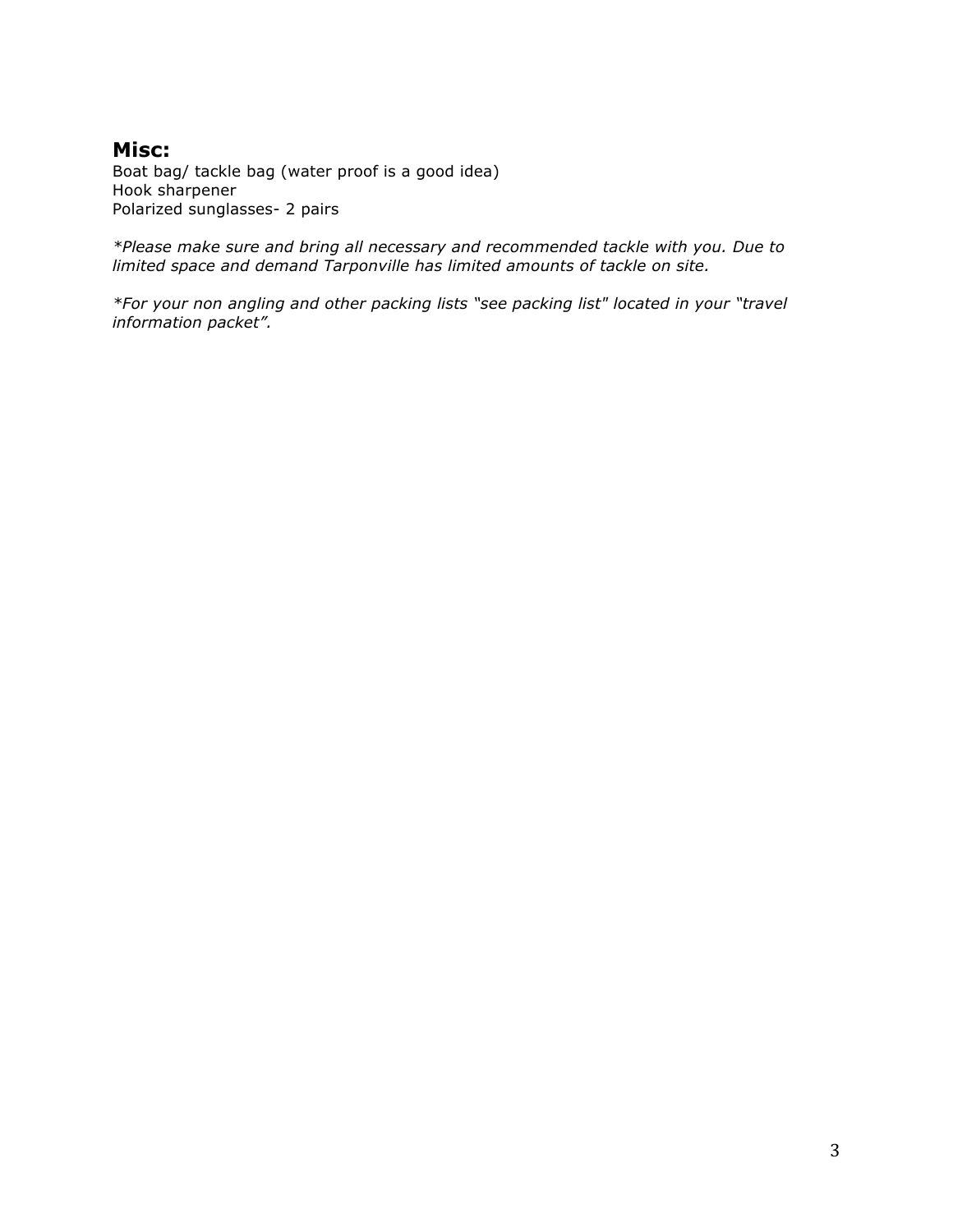## Misc:

Boat bag/ tackle bag (water proof is a good idea)
Hook sharpener
Polarized sunglasses- 2 pairs

*\*Please make sure and bring all necessary and recommended tackle with you. Due to limited space and demand Tarponville has limited amounts of tackle on site.*

*\*For your non angling and other packing lists "see packing list" located in your "travel information packet".*